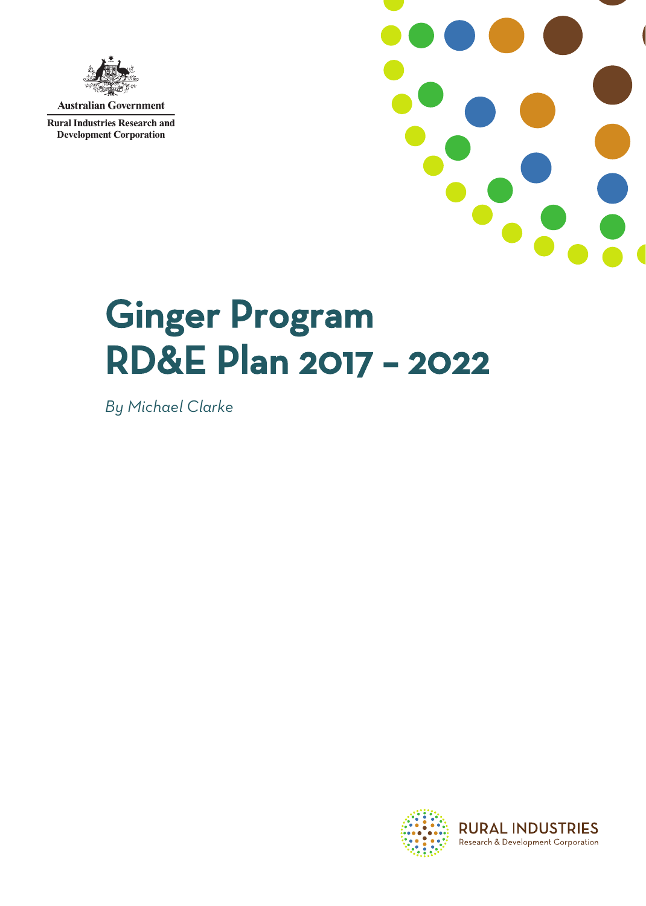Australian Government

Rural Industries Research and Development Corporation

# Ginger Program RD&E Plan 2017 – 2022

*By Michael Clarke*

RURAL INDUSTRIES
Research & Development Corporation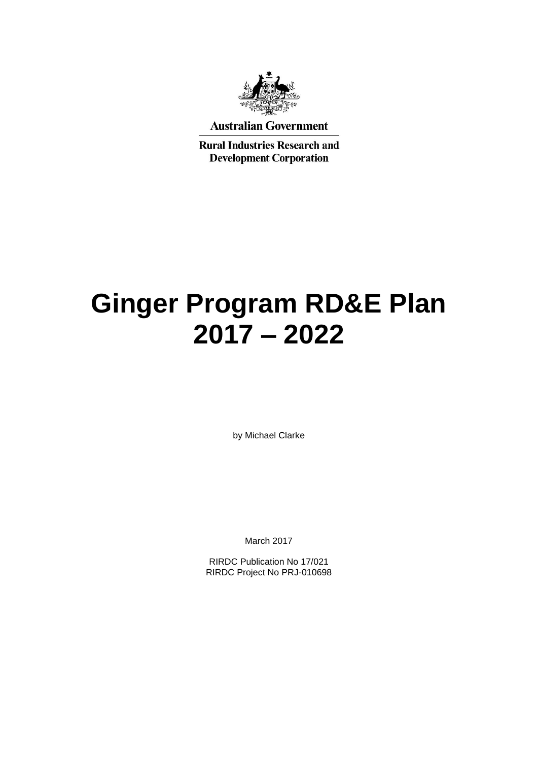Australian Government

Rural Industries Research and Development Corporation

# Ginger Program RD&E Plan 2017 – 2022

by Michael Clarke

March 2017

RIRDC Publication No 17/021
RIRDC Project No PRJ-010698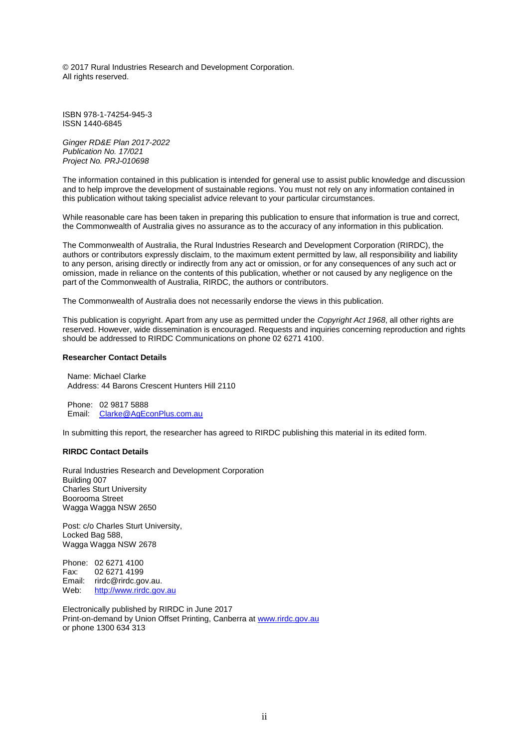© 2017 Rural Industries Research and Development Corporation.
All rights reserved.

ISBN 978-1-74254-945-3
ISSN 1440-6845

*Ginger RD&E Plan 2017-2022*
*Publication No. 17/021*
*Project No. PRJ-010698*

The information contained in this publication is intended for general use to assist public knowledge and discussion and to help improve the development of sustainable regions. You must not rely on any information contained in this publication without taking specialist advice relevant to your particular circumstances.

While reasonable care has been taken in preparing this publication to ensure that information is true and correct, the Commonwealth of Australia gives no assurance as to the accuracy of any information in this publication.

The Commonwealth of Australia, the Rural Industries Research and Development Corporation (RIRDC), the authors or contributors expressly disclaim, to the maximum extent permitted by law, all responsibility and liability to any person, arising directly or indirectly from any act or omission, or for any consequences of any such act or omission, made in reliance on the contents of this publication, whether or not caused by any negligence on the part of the Commonwealth of Australia, RIRDC, the authors or contributors.

The Commonwealth of Australia does not necessarily endorse the views in this publication.

This publication is copyright. Apart from any use as permitted under the *Copyright Act 1968*, all other rights are reserved. However, wide dissemination is encouraged. Requests and inquiries concerning reproduction and rights should be addressed to RIRDC Communications on phone 02 6271 4100.

**Researcher Contact Details**

Name: Michael Clarke
Address: 44 Barons Crescent Hunters Hill 2110

Phone: 02 9817 5888
Email: Clarke@AgEconPlus.com.au

In submitting this report, the researcher has agreed to RIRDC publishing this material in its edited form.

**RIRDC Contact Details**

Rural Industries Research and Development Corporation
Building 007
Charles Sturt University
Boorooma Street
Wagga Wagga NSW 2650

Post: c/o Charles Sturt University,
Locked Bag 588,
Wagga Wagga NSW 2678

Phone: 02 6271 4100
Fax: 02 6271 4199
Email: rirdc@rirdc.gov.au.
Web: http://www.rirdc.gov.au

Electronically published by RIRDC in June 2017
Print-on-demand by Union Offset Printing, Canberra at www.rirdc.gov.au
or phone 1300 634 313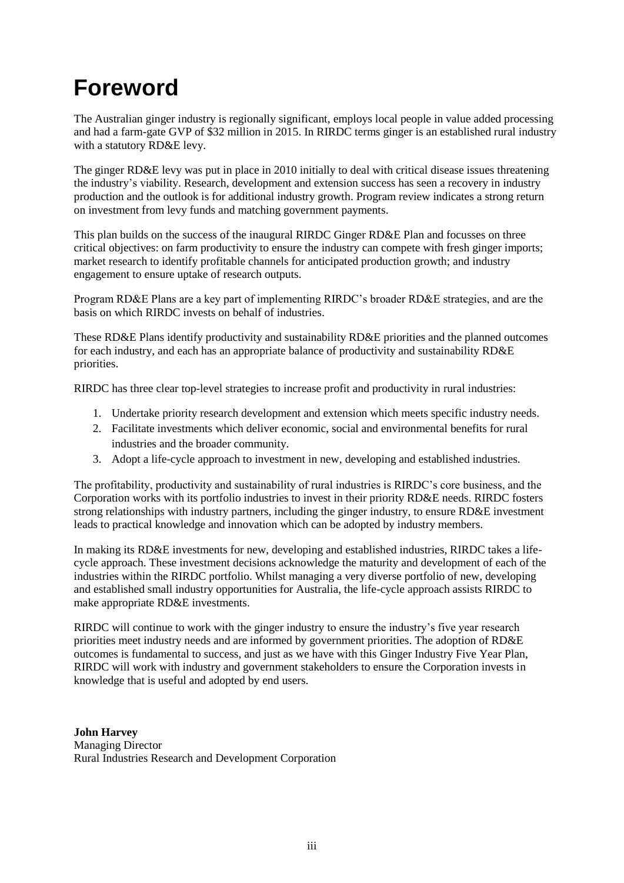# Foreword

The Australian ginger industry is regionally significant, employs local people in value added processing and had a farm-gate GVP of $32 million in 2015. In RIRDC terms ginger is an established rural industry with a statutory RD&E levy.

The ginger RD&E levy was put in place in 2010 initially to deal with critical disease issues threatening the industry's viability. Research, development and extension success has seen a recovery in industry production and the outlook is for additional industry growth. Program review indicates a strong return on investment from levy funds and matching government payments.

This plan builds on the success of the inaugural RIRDC Ginger RD&E Plan and focusses on three critical objectives: on farm productivity to ensure the industry can compete with fresh ginger imports; market research to identify profitable channels for anticipated production growth; and industry engagement to ensure uptake of research outputs.

Program RD&E Plans are a key part of implementing RIRDC's broader RD&E strategies, and are the basis on which RIRDC invests on behalf of industries.

These RD&E Plans identify productivity and sustainability RD&E priorities and the planned outcomes for each industry, and each has an appropriate balance of productivity and sustainability RD&E priorities.

RIRDC has three clear top-level strategies to increase profit and productivity in rural industries:

1. Undertake priority research development and extension which meets specific industry needs.
2. Facilitate investments which deliver economic, social and environmental benefits for rural industries and the broader community.
3. Adopt a life-cycle approach to investment in new, developing and established industries.

The profitability, productivity and sustainability of rural industries is RIRDC's core business, and the Corporation works with its portfolio industries to invest in their priority RD&E needs. RIRDC fosters strong relationships with industry partners, including the ginger industry, to ensure RD&E investment leads to practical knowledge and innovation which can be adopted by industry members.

In making its RD&E investments for new, developing and established industries, RIRDC takes a life-cycle approach. These investment decisions acknowledge the maturity and development of each of the industries within the RIRDC portfolio. Whilst managing a very diverse portfolio of new, developing and established small industry opportunities for Australia, the life-cycle approach assists RIRDC to make appropriate RD&E investments.

RIRDC will continue to work with the ginger industry to ensure the industry's five year research priorities meet industry needs and are informed by government priorities. The adoption of RD&E outcomes is fundamental to success, and just as we have with this Ginger Industry Five Year Plan, RIRDC will work with industry and government stakeholders to ensure the Corporation invests in knowledge that is useful and adopted by end users.

**John Harvey**
Managing Director
Rural Industries Research and Development Corporation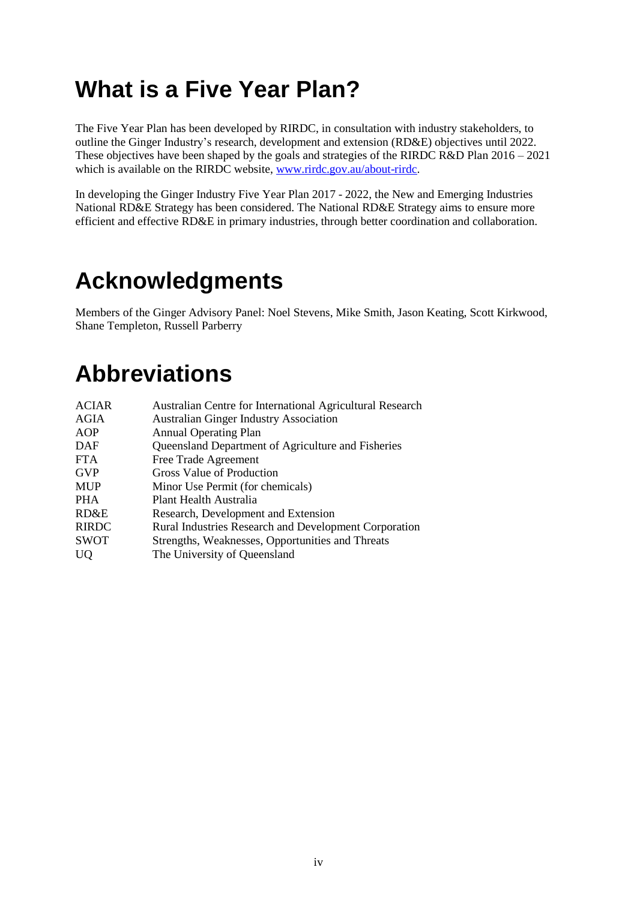# What is a Five Year Plan?

The Five Year Plan has been developed by RIRDC, in consultation with industry stakeholders, to outline the Ginger Industry's research, development and extension (RD&E) objectives until 2022. These objectives have been shaped by the goals and strategies of the RIRDC R&D Plan 2016 – 2021 which is available on the RIRDC website, www.rirdc.gov.au/about-rirdc.

In developing the Ginger Industry Five Year Plan 2017 - 2022, the New and Emerging Industries National RD&E Strategy has been considered. The National RD&E Strategy aims to ensure more efficient and effective RD&E in primary industries, through better coordination and collaboration.

# Acknowledgments

Members of the Ginger Advisory Panel: Noel Stevens, Mike Smith, Jason Keating, Scott Kirkwood, Shane Templeton, Russell Parberry

# Abbreviations

| | |
|---|---|
| ACIAR | Australian Centre for International Agricultural Research |
| AGIA | Australian Ginger Industry Association |
| AOP | Annual Operating Plan |
| DAF | Queensland Department of Agriculture and Fisheries |
| FTA | Free Trade Agreement |
| GVP | Gross Value of Production |
| MUP | Minor Use Permit (for chemicals) |
| PHA | Plant Health Australia |
| RD&E | Research, Development and Extension |
| RIRDC | Rural Industries Research and Development Corporation |
| SWOT | Strengths, Weaknesses, Opportunities and Threats |
| UQ | The University of Queensland |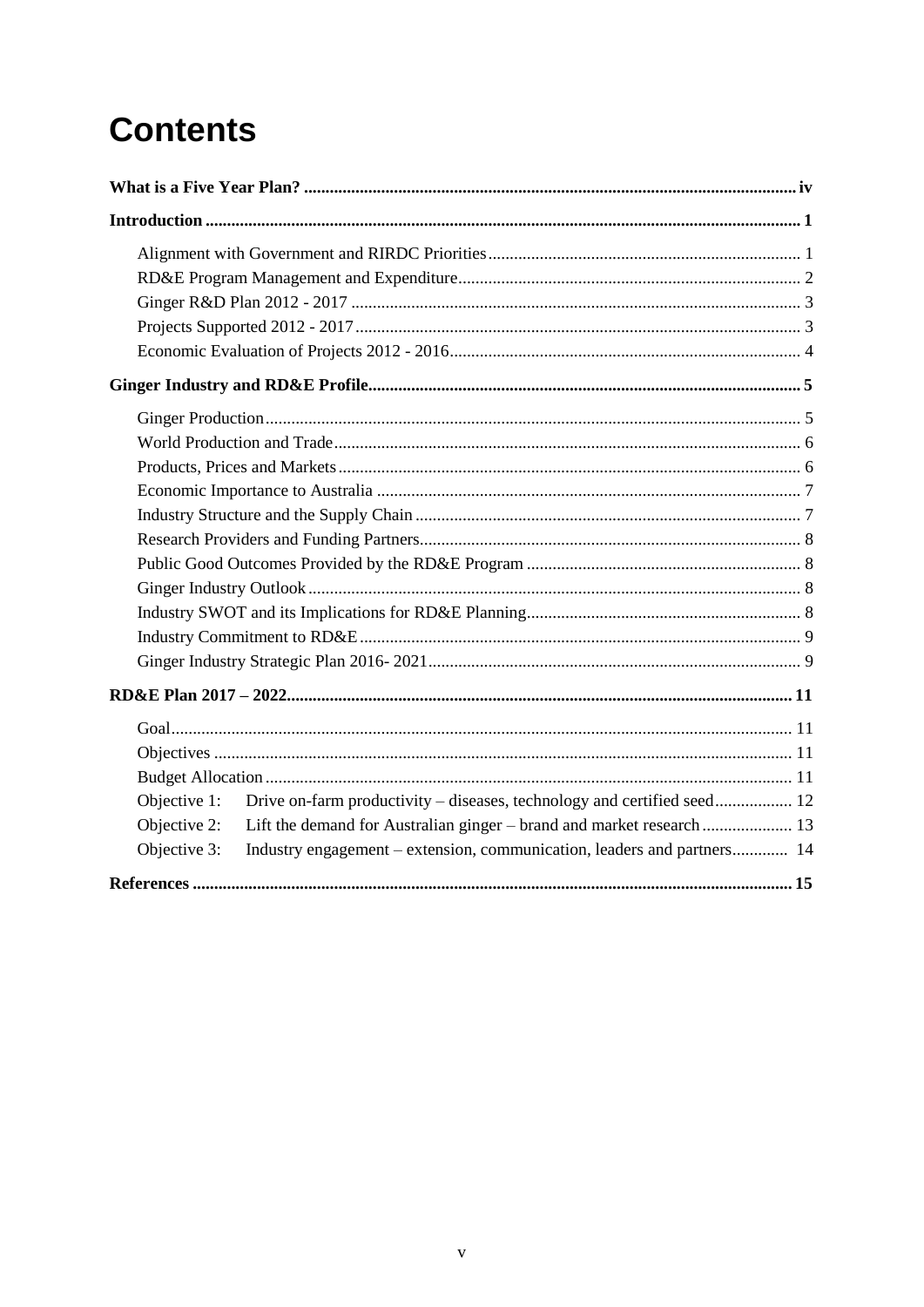# Contents

**What is a Five Year Plan?** ..... **iv**

**Introduction** ..... **1**

- Alignment with Government and RIRDC Priorities ..... 1
- RD&E Program Management and Expenditure ..... 2
- Ginger R&D Plan 2012 - 2017 ..... 3
- Projects Supported 2012 - 2017 ..... 3
- Economic Evaluation of Projects 2012 - 2016 ..... 4

**Ginger Industry and RD&E Profile** ..... **5**

- Ginger Production ..... 5
- World Production and Trade ..... 6
- Products, Prices and Markets ..... 6
- Economic Importance to Australia ..... 7
- Industry Structure and the Supply Chain ..... 7
- Research Providers and Funding Partners ..... 8
- Public Good Outcomes Provided by the RD&E Program ..... 8
- Ginger Industry Outlook ..... 8
- Industry SWOT and its Implications for RD&E Planning ..... 8
- Industry Commitment to RD&E ..... 9
- Ginger Industry Strategic Plan 2016- 2021 ..... 9

**RD&E Plan 2017 – 2022** ..... **11**

- Goal ..... 11
- Objectives ..... 11
- Budget Allocation ..... 11
- Objective 1: Drive on-farm productivity – diseases, technology and certified seed ..... 12
- Objective 2: Lift the demand for Australian ginger – brand and market research ..... 13
- Objective 3: Industry engagement – extension, communication, leaders and partners ..... 14

**References** ..... **15**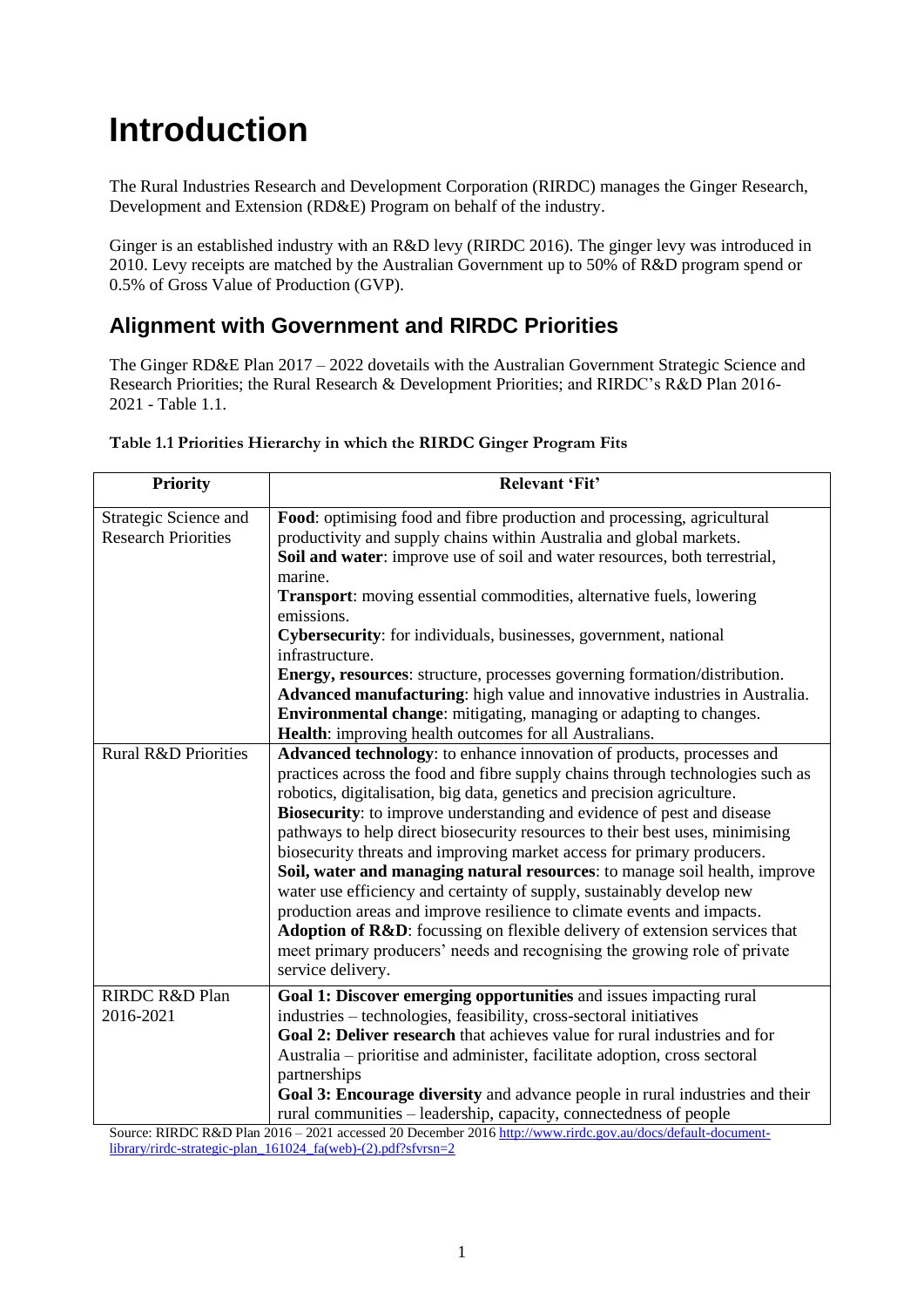# Introduction

The Rural Industries Research and Development Corporation (RIRDC) manages the Ginger Research, Development and Extension (RD&E) Program on behalf of the industry.

Ginger is an established industry with an R&D levy (RIRDC 2016). The ginger levy was introduced in 2010. Levy receipts are matched by the Australian Government up to 50% of R&D program spend or 0.5% of Gross Value of Production (GVP).

## Alignment with Government and RIRDC Priorities

The Ginger RD&E Plan 2017 – 2022 dovetails with the Australian Government Strategic Science and Research Priorities; the Rural Research & Development Priorities; and RIRDC's R&D Plan 2016-2021 - Table 1.1.

**Table 1.1 Priorities Hierarchy in which the RIRDC Ginger Program Fits**

| Priority | Relevant 'Fit' |
|---|---|
| Strategic Science and Research Priorities | **Food**: optimising food and fibre production and processing, agricultural productivity and supply chains within Australia and global markets.<br>**Soil and water**: improve use of soil and water resources, both terrestrial, marine.<br>**Transport**: moving essential commodities, alternative fuels, lowering emissions.<br>**Cybersecurity**: for individuals, businesses, government, national infrastructure.<br>**Energy, resources**: structure, processes governing formation/distribution.<br>**Advanced manufacturing**: high value and innovative industries in Australia.<br>**Environmental change**: mitigating, managing or adapting to changes.<br>**Health**: improving health outcomes for all Australians. |
| Rural R&D Priorities | **Advanced technology**: to enhance innovation of products, processes and practices across the food and fibre supply chains through technologies such as robotics, digitalisation, big data, genetics and precision agriculture.<br>**Biosecurity**: to improve understanding and evidence of pest and disease pathways to help direct biosecurity resources to their best uses, minimising biosecurity threats and improving market access for primary producers.<br>**Soil, water and managing natural resources**: to manage soil health, improve water use efficiency and certainty of supply, sustainably develop new production areas and improve resilience to climate events and impacts.<br>**Adoption of R&D**: focussing on flexible delivery of extension services that meet primary producers' needs and recognising the growing role of private service delivery. |
| RIRDC R&D Plan 2016-2021 | **Goal 1: Discover emerging opportunities** and issues impacting rural industries – technologies, feasibility, cross-sectoral initiatives<br>**Goal 2: Deliver research** that achieves value for rural industries and for Australia – prioritise and administer, facilitate adoption, cross sectoral partnerships<br>**Goal 3: Encourage diversity** and advance people in rural industries and their rural communities – leadership, capacity, connectedness of people |

Source: RIRDC R&D Plan 2016 – 2021 accessed 20 December 2016 http://www.rirdc.gov.au/docs/default-document-library/rirdc-strategic-plan_161024_fa(web)-(2).pdf?sfvrsn=2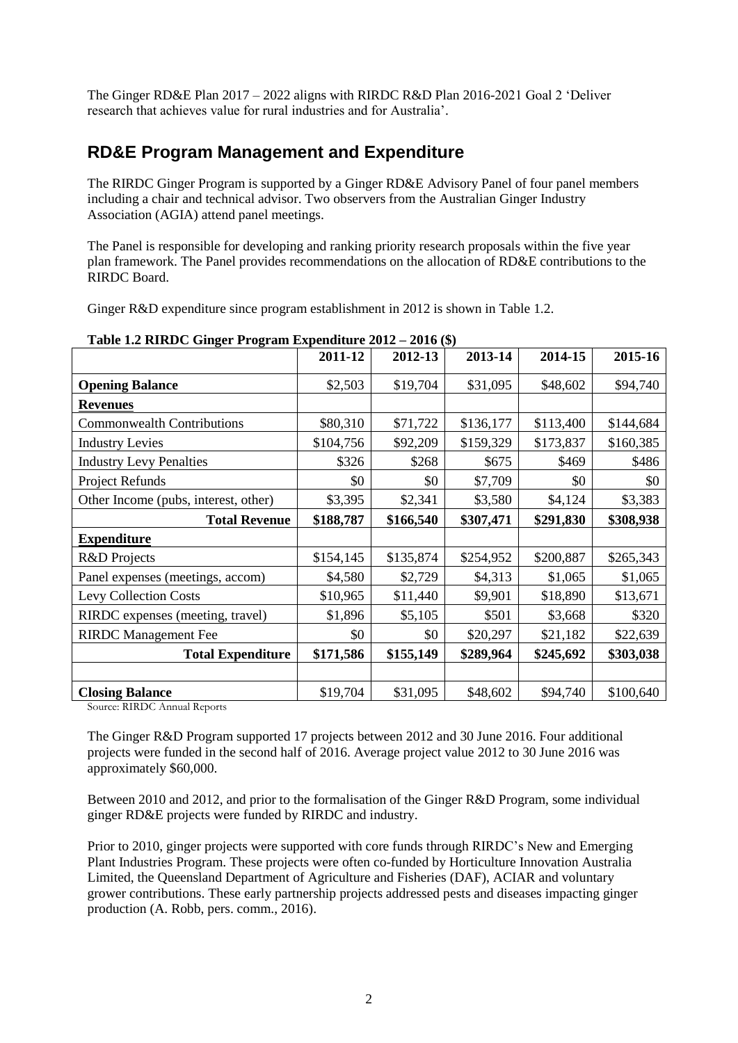The Ginger RD&E Plan 2017 – 2022 aligns with RIRDC R&D Plan 2016-2021 Goal 2 'Deliver research that achieves value for rural industries and for Australia'.

## RD&E Program Management and Expenditure

The RIRDC Ginger Program is supported by a Ginger RD&E Advisory Panel of four panel members including a chair and technical advisor. Two observers from the Australian Ginger Industry Association (AGIA) attend panel meetings.

The Panel is responsible for developing and ranking priority research proposals within the five year plan framework. The Panel provides recommendations on the allocation of RD&E contributions to the RIRDC Board.

Ginger R&D expenditure since program establishment in 2012 is shown in Table 1.2.

**Table 1.2 RIRDC Ginger Program Expenditure 2012 – 2016 ($)**

| | 2011-12 | 2012-13 | 2013-14 | 2014-15 | 2015-16 |
|---|---|---|---|---|---|
| **Opening Balance** | $2,503 | $19,704 | $31,095 | $48,602 | $94,740 |
| **Revenues** | | | | | |
| Commonwealth Contributions | $80,310 | $71,722 | $136,177 | $113,400 | $144,684 |
| Industry Levies | $104,756 | $92,209 | $159,329 | $173,837 | $160,385 |
| Industry Levy Penalties | $326 | $268 | $675 | $469 | $486 |
| Project Refunds | $0 | $0 | $7,709 | $0 | $0 |
| Other Income (pubs, interest, other) | $3,395 | $2,341 | $3,580 | $4,124 | $3,383 |
| **Total Revenue** | **$188,787** | **$166,540** | **$307,471** | **$291,830** | **$308,938** |
| **Expenditure** | | | | | |
| R&D Projects | $154,145 | $135,874 | $254,952 | $200,887 | $265,343 |
| Panel expenses (meetings, accom) | $4,580 | $2,729 | $4,313 | $1,065 | $1,065 |
| Levy Collection Costs | $10,965 | $11,440 | $9,901 | $18,890 | $13,671 |
| RIRDC expenses (meeting, travel) | $1,896 | $5,105 | $501 | $3,668 | $320 |
| RIRDC Management Fee | $0 | $0 | $20,297 | $21,182 | $22,639 |
| **Total Expenditure** | **$171,586** | **$155,149** | **$289,964** | **$245,692** | **$303,038** |
| | | | | | |
| **Closing Balance** | $19,704 | $31,095 | $48,602 | $94,740 | $100,640 |

Source: RIRDC Annual Reports

The Ginger R&D Program supported 17 projects between 2012 and 30 June 2016. Four additional projects were funded in the second half of 2016. Average project value 2012 to 30 June 2016 was approximately $60,000.

Between 2010 and 2012, and prior to the formalisation of the Ginger R&D Program, some individual ginger RD&E projects were funded by RIRDC and industry.

Prior to 2010, ginger projects were supported with core funds through RIRDC's New and Emerging Plant Industries Program. These projects were often co-funded by Horticulture Innovation Australia Limited, the Queensland Department of Agriculture and Fisheries (DAF), ACIAR and voluntary grower contributions. These early partnership projects addressed pests and diseases impacting ginger production (A. Robb, pers. comm., 2016).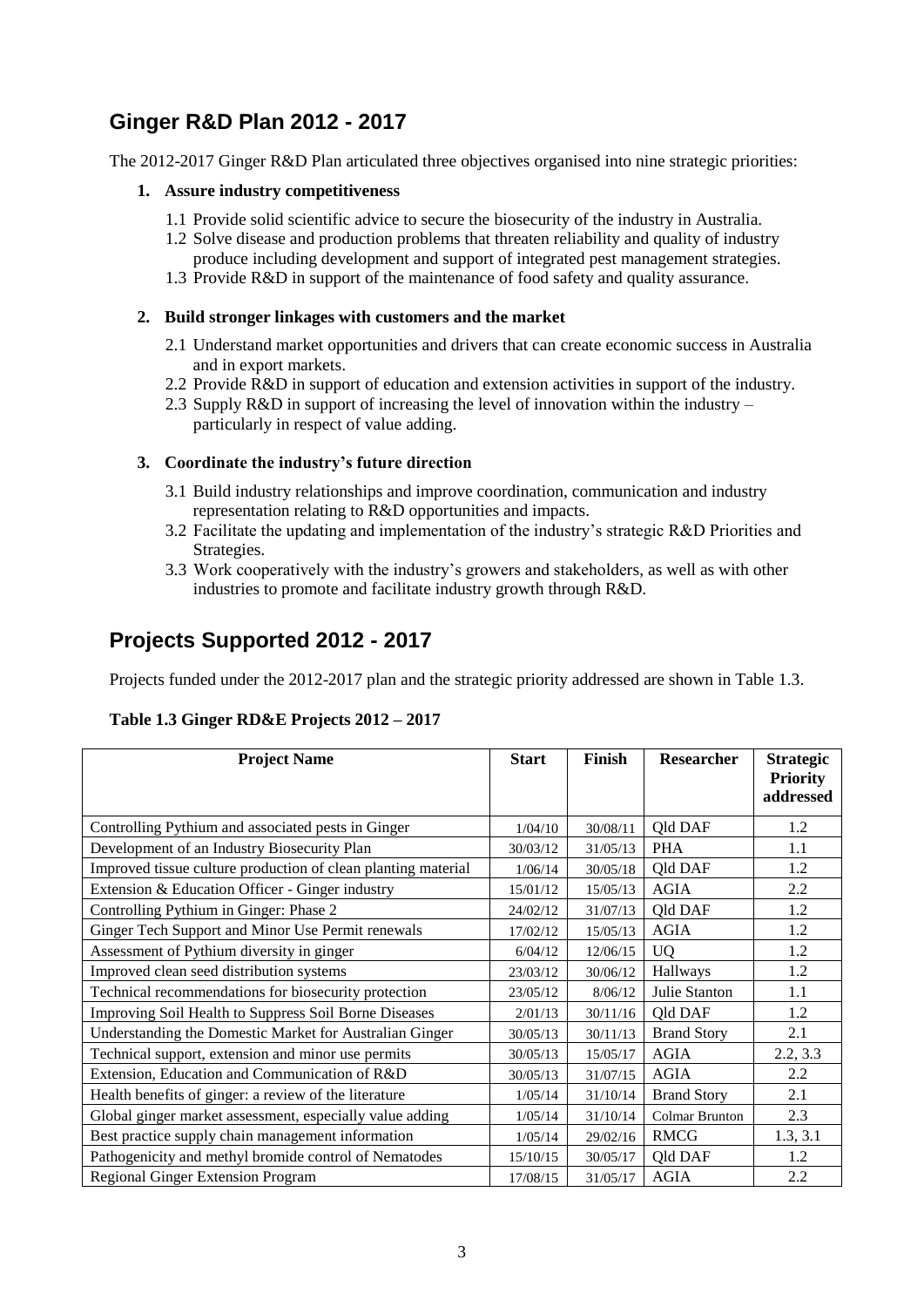## Ginger R&D Plan 2012 - 2017

The 2012-2017 Ginger R&D Plan articulated three objectives organised into nine strategic priorities:

1. **Assure industry competitiveness**
   - 1.1 Provide solid scientific advice to secure the biosecurity of the industry in Australia.
   - 1.2 Solve disease and production problems that threaten reliability and quality of industry produce including development and support of integrated pest management strategies.
   - 1.3 Provide R&D in support of the maintenance of food safety and quality assurance.

2. **Build stronger linkages with customers and the market**
   - 2.1 Understand market opportunities and drivers that can create economic success in Australia and in export markets.
   - 2.2 Provide R&D in support of education and extension activities in support of the industry.
   - 2.3 Supply R&D in support of increasing the level of innovation within the industry – particularly in respect of value adding.

3. **Coordinate the industry's future direction**
   - 3.1 Build industry relationships and improve coordination, communication and industry representation relating to R&D opportunities and impacts.
   - 3.2 Facilitate the updating and implementation of the industry's strategic R&D Priorities and Strategies.
   - 3.3 Work cooperatively with the industry's growers and stakeholders, as well as with other industries to promote and facilitate industry growth through R&D.

## Projects Supported 2012 - 2017

Projects funded under the 2012-2017 plan and the strategic priority addressed are shown in Table 1.3.

**Table 1.3 Ginger RD&E Projects 2012 – 2017**

| Project Name | Start | Finish | Researcher | Strategic Priority addressed |
|---|---|---|---|---|
| Controlling Pythium and associated pests in Ginger | 1/04/10 | 30/08/11 | Qld DAF | 1.2 |
| Development of an Industry Biosecurity Plan | 30/03/12 | 31/05/13 | PHA | 1.1 |
| Improved tissue culture production of clean planting material | 1/06/14 | 30/05/18 | Qld DAF | 1.2 |
| Extension & Education Officer - Ginger industry | 15/01/12 | 15/05/13 | AGIA | 2.2 |
| Controlling Pythium in Ginger: Phase 2 | 24/02/12 | 31/07/13 | Qld DAF | 1.2 |
| Ginger Tech Support and Minor Use Permit renewals | 17/02/12 | 15/05/13 | AGIA | 1.2 |
| Assessment of Pythium diversity in ginger | 6/04/12 | 12/06/15 | UQ | 1.2 |
| Improved clean seed distribution systems | 23/03/12 | 30/06/12 | Hallways | 1.2 |
| Technical recommendations for biosecurity protection | 23/05/12 | 8/06/12 | Julie Stanton | 1.1 |
| Improving Soil Health to Suppress Soil Borne Diseases | 2/01/13 | 30/11/16 | Qld DAF | 1.2 |
| Understanding the Domestic Market for Australian Ginger | 30/05/13 | 30/11/13 | Brand Story | 2.1 |
| Technical support, extension and minor use permits | 30/05/13 | 15/05/17 | AGIA | 2.2, 3.3 |
| Extension, Education and Communication of R&D | 30/05/13 | 31/07/15 | AGIA | 2.2 |
| Health benefits of ginger: a review of the literature | 1/05/14 | 31/10/14 | Brand Story | 2.1 |
| Global ginger market assessment, especially value adding | 1/05/14 | 31/10/14 | Colmar Brunton | 2.3 |
| Best practice supply chain management information | 1/05/14 | 29/02/16 | RMCG | 1.3, 3.1 |
| Pathogenicity and methyl bromide control of Nematodes | 15/10/15 | 30/05/17 | Qld DAF | 1.2 |
| Regional Ginger Extension Program | 17/08/15 | 31/05/17 | AGIA | 2.2 |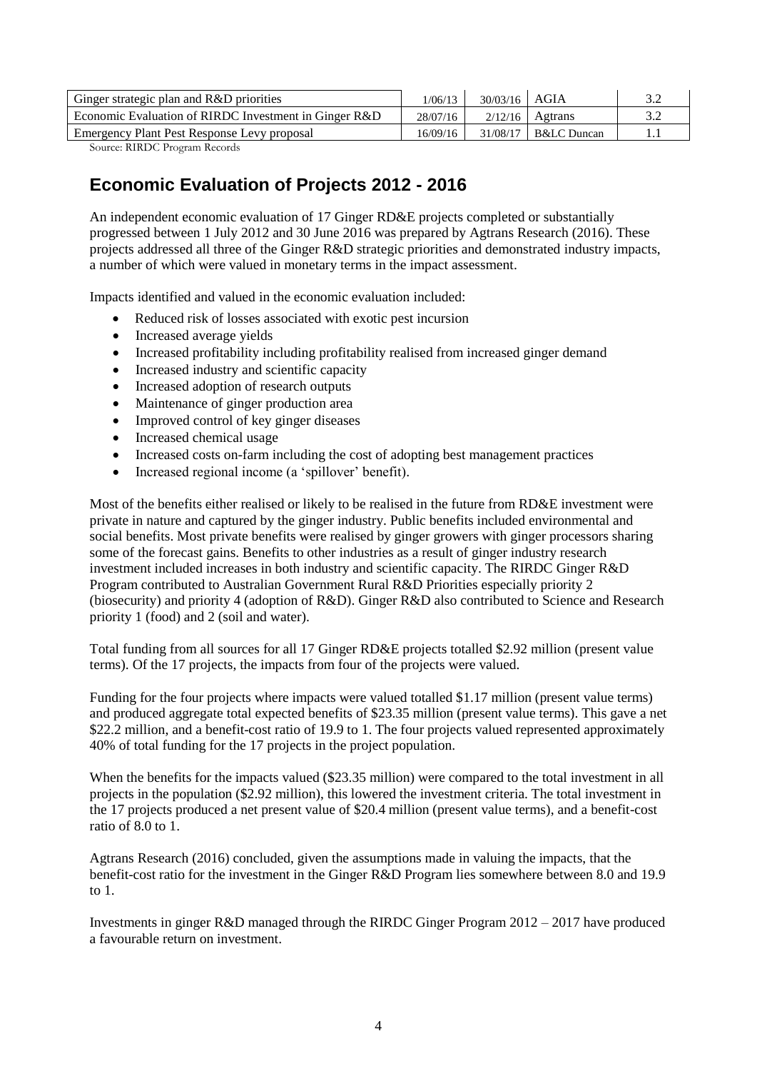| Ginger strategic plan and R&D priorities | 1/06/13 | 30/03/16 | AGIA | 3.2 |
|---|---|---|---|---|
| Economic Evaluation of RIRDC Investment in Ginger R&D | 28/07/16 | 2/12/16 | Agtrans | 3.2 |
| Emergency Plant Pest Response Levy proposal | 16/09/16 | 31/08/17 | B&LC Duncan | 1.1 |

Source: RIRDC Program Records

## Economic Evaluation of Projects 2012 - 2016

An independent economic evaluation of 17 Ginger RD&E projects completed or substantially progressed between 1 July 2012 and 30 June 2016 was prepared by Agtrans Research (2016). These projects addressed all three of the Ginger R&D strategic priorities and demonstrated industry impacts, a number of which were valued in monetary terms in the impact assessment.

Impacts identified and valued in the economic evaluation included:

- Reduced risk of losses associated with exotic pest incursion
- Increased average yields
- Increased profitability including profitability realised from increased ginger demand
- Increased industry and scientific capacity
- Increased adoption of research outputs
- Maintenance of ginger production area
- Improved control of key ginger diseases
- Increased chemical usage
- Increased costs on-farm including the cost of adopting best management practices
- Increased regional income (a 'spillover' benefit).

Most of the benefits either realised or likely to be realised in the future from RD&E investment were private in nature and captured by the ginger industry. Public benefits included environmental and social benefits. Most private benefits were realised by ginger growers with ginger processors sharing some of the forecast gains. Benefits to other industries as a result of ginger industry research investment included increases in both industry and scientific capacity. The RIRDC Ginger R&D Program contributed to Australian Government Rural R&D Priorities especially priority 2 (biosecurity) and priority 4 (adoption of R&D). Ginger R&D also contributed to Science and Research priority 1 (food) and 2 (soil and water).

Total funding from all sources for all 17 Ginger RD&E projects totalled $2.92 million (present value terms). Of the 17 projects, the impacts from four of the projects were valued.

Funding for the four projects where impacts were valued totalled $1.17 million (present value terms) and produced aggregate total expected benefits of $23.35 million (present value terms). This gave a net $22.2 million, and a benefit-cost ratio of 19.9 to 1. The four projects valued represented approximately 40% of total funding for the 17 projects in the project population.

When the benefits for the impacts valued ($23.35 million) were compared to the total investment in all projects in the population ($2.92 million), this lowered the investment criteria. The total investment in the 17 projects produced a net present value of $20.4 million (present value terms), and a benefit-cost ratio of 8.0 to 1.

Agtrans Research (2016) concluded, given the assumptions made in valuing the impacts, that the benefit-cost ratio for the investment in the Ginger R&D Program lies somewhere between 8.0 and 19.9 to 1.

Investments in ginger R&D managed through the RIRDC Ginger Program 2012 – 2017 have produced a favourable return on investment.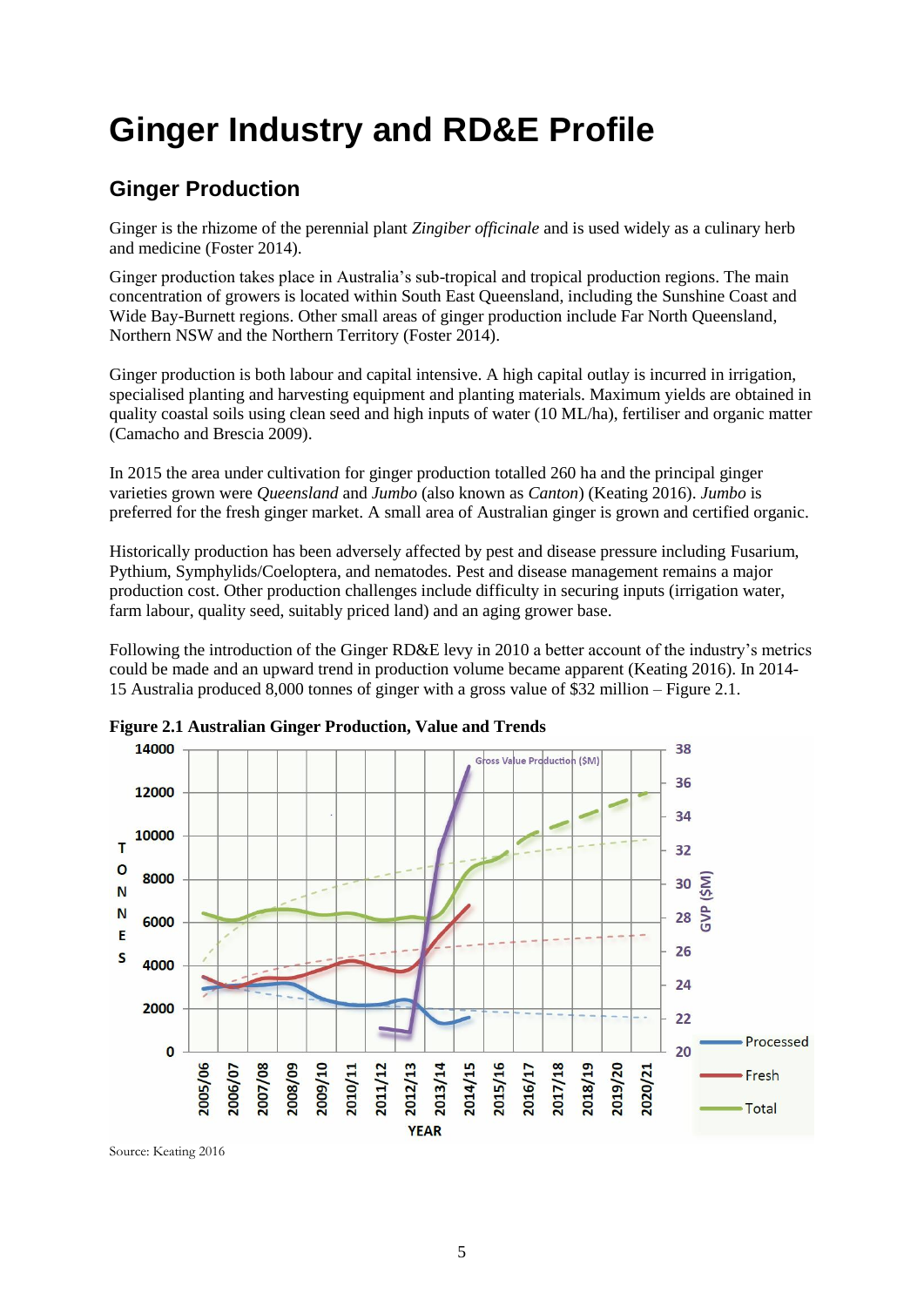# Ginger Industry and RD&E Profile

## Ginger Production

Ginger is the rhizome of the perennial plant *Zingiber officinale* and is used widely as a culinary herb and medicine (Foster 2014).

Ginger production takes place in Australia's sub-tropical and tropical production regions. The main concentration of growers is located within South East Queensland, including the Sunshine Coast and Wide Bay-Burnett regions. Other small areas of ginger production include Far North Queensland, Northern NSW and the Northern Territory (Foster 2014).

Ginger production is both labour and capital intensive. A high capital outlay is incurred in irrigation, specialised planting and harvesting equipment and planting materials. Maximum yields are obtained in quality coastal soils using clean seed and high inputs of water (10 ML/ha), fertiliser and organic matter (Camacho and Brescia 2009).

In 2015 the area under cultivation for ginger production totalled 260 ha and the principal ginger varieties grown were *Queensland* and *Jumbo* (also known as *Canton*) (Keating 2016). *Jumbo* is preferred for the fresh ginger market. A small area of Australian ginger is grown and certified organic.

Historically production has been adversely affected by pest and disease pressure including Fusarium, Pythium, Symphylids/Coeloptera, and nematodes. Pest and disease management remains a major production cost. Other production challenges include difficulty in securing inputs (irrigation water, farm labour, quality seed, suitably priced land) and an aging grower base.

Following the introduction of the Ginger RD&E levy in 2010 a better account of the industry's metrics could be made and an upward trend in production volume became apparent (Keating 2016). In 2014-15 Australia produced 8,000 tonnes of ginger with a gross value of $32 million – Figure 2.1.

**Figure 2.1 Australian Ginger Production, Value and Trends**

Source: Keating 2016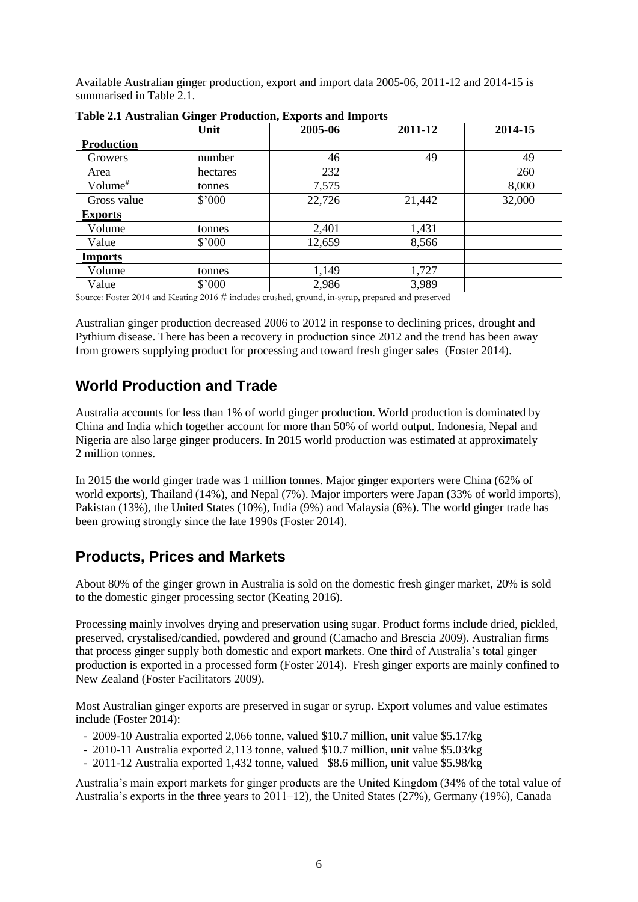Available Australian ginger production, export and import data 2005-06, 2011-12 and 2014-15 is summarised in Table 2.1.

**Table 2.1 Australian Ginger Production, Exports and Imports**

| | Unit | 2005-06 | 2011-12 | 2014-15 |
|---|---|---|---|---|
| **Production** | | | | |
| Growers | number | 46 | 49 | 49 |
| Area | hectares | 232 | | 260 |
| Volume# | tonnes | 7,575 | | 8,000 |
| Gross value | $'000 | 22,726 | 21,442 | 32,000 |
| **Exports** | | | | |
| Volume | tonnes | 2,401 | 1,431 | |
| Value | $'000 | 12,659 | 8,566 | |
| **Imports** | | | | |
| Volume | tonnes | 1,149 | 1,727 | |
| Value | $'000 | 2,986 | 3,989 | |

Source: Foster 2014 and Keating 2016 # includes crushed, ground, in-syrup, prepared and preserved

Australian ginger production decreased 2006 to 2012 in response to declining prices, drought and Pythium disease. There has been a recovery in production since 2012 and the trend has been away from growers supplying product for processing and toward fresh ginger sales (Foster 2014).

## World Production and Trade

Australia accounts for less than 1% of world ginger production. World production is dominated by China and India which together account for more than 50% of world output. Indonesia, Nepal and Nigeria are also large ginger producers. In 2015 world production was estimated at approximately 2 million tonnes.

In 2015 the world ginger trade was 1 million tonnes. Major ginger exporters were China (62% of world exports), Thailand (14%), and Nepal (7%). Major importers were Japan (33% of world imports), Pakistan (13%), the United States (10%), India (9%) and Malaysia (6%). The world ginger trade has been growing strongly since the late 1990s (Foster 2014).

## Products, Prices and Markets

About 80% of the ginger grown in Australia is sold on the domestic fresh ginger market, 20% is sold to the domestic ginger processing sector (Keating 2016).

Processing mainly involves drying and preservation using sugar. Product forms include dried, pickled, preserved, crystalised/candied, powdered and ground (Camacho and Brescia 2009). Australian firms that process ginger supply both domestic and export markets. One third of Australia's total ginger production is exported in a processed form (Foster 2014). Fresh ginger exports are mainly confined to New Zealand (Foster Facilitators 2009).

Most Australian ginger exports are preserved in sugar or syrup. Export volumes and value estimates include (Foster 2014):

- 2009-10 Australia exported 2,066 tonne, valued $10.7 million, unit value $5.17/kg
- 2010-11 Australia exported 2,113 tonne, valued $10.7 million, unit value $5.03/kg
- 2011-12 Australia exported 1,432 tonne, valued $8.6 million, unit value $5.98/kg

Australia's main export markets for ginger products are the United Kingdom (34% of the total value of Australia's exports in the three years to 2011–12), the United States (27%), Germany (19%), Canada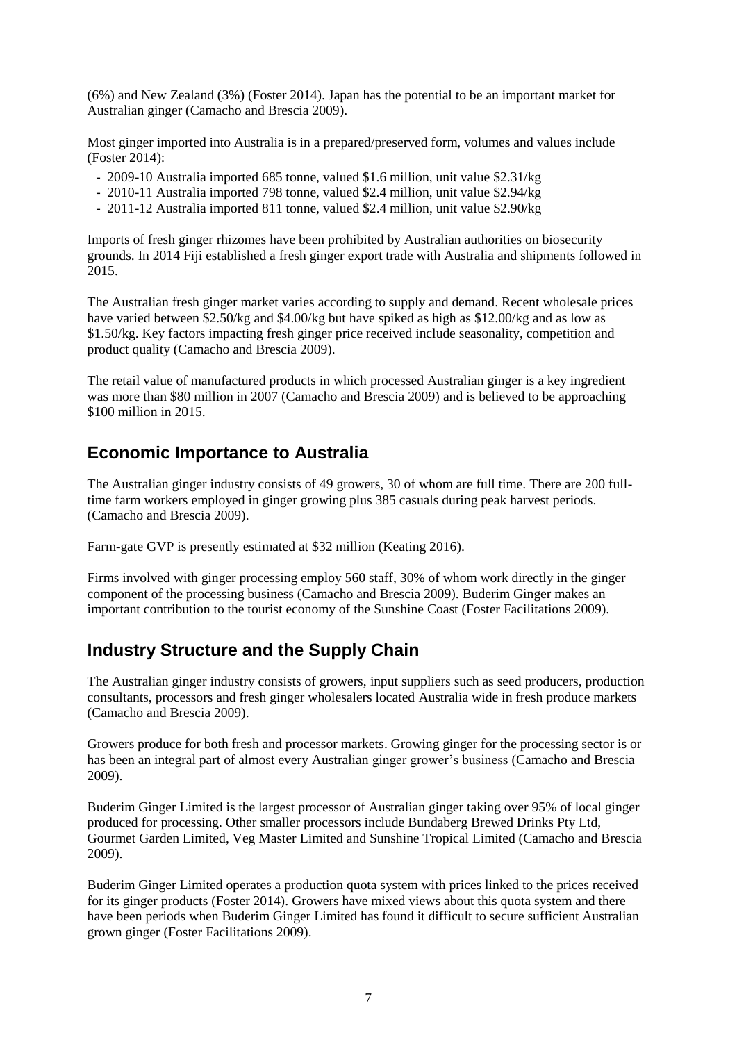(6%) and New Zealand (3%) (Foster 2014). Japan has the potential to be an important market for Australian ginger (Camacho and Brescia 2009).

Most ginger imported into Australia is in a prepared/preserved form, volumes and values include (Foster 2014):

- 2009-10 Australia imported 685 tonne, valued $1.6 million, unit value $2.31/kg
- 2010-11 Australia imported 798 tonne, valued $2.4 million, unit value $2.94/kg
- 2011-12 Australia imported 811 tonne, valued $2.4 million, unit value $2.90/kg

Imports of fresh ginger rhizomes have been prohibited by Australian authorities on biosecurity grounds. In 2014 Fiji established a fresh ginger export trade with Australia and shipments followed in 2015.

The Australian fresh ginger market varies according to supply and demand. Recent wholesale prices have varied between $2.50/kg and $4.00/kg but have spiked as high as $12.00/kg and as low as $1.50/kg. Key factors impacting fresh ginger price received include seasonality, competition and product quality (Camacho and Brescia 2009).

The retail value of manufactured products in which processed Australian ginger is a key ingredient was more than $80 million in 2007 (Camacho and Brescia 2009) and is believed to be approaching $100 million in 2015.

## Economic Importance to Australia

The Australian ginger industry consists of 49 growers, 30 of whom are full time. There are 200 full-time farm workers employed in ginger growing plus 385 casuals during peak harvest periods. (Camacho and Brescia 2009).

Farm-gate GVP is presently estimated at $32 million (Keating 2016).

Firms involved with ginger processing employ 560 staff, 30% of whom work directly in the ginger component of the processing business (Camacho and Brescia 2009). Buderim Ginger makes an important contribution to the tourist economy of the Sunshine Coast (Foster Facilitations 2009).

## Industry Structure and the Supply Chain

The Australian ginger industry consists of growers, input suppliers such as seed producers, production consultants, processors and fresh ginger wholesalers located Australia wide in fresh produce markets (Camacho and Brescia 2009).

Growers produce for both fresh and processor markets. Growing ginger for the processing sector is or has been an integral part of almost every Australian ginger grower's business (Camacho and Brescia 2009).

Buderim Ginger Limited is the largest processor of Australian ginger taking over 95% of local ginger produced for processing. Other smaller processors include Bundaberg Brewed Drinks Pty Ltd, Gourmet Garden Limited, Veg Master Limited and Sunshine Tropical Limited (Camacho and Brescia 2009).

Buderim Ginger Limited operates a production quota system with prices linked to the prices received for its ginger products (Foster 2014). Growers have mixed views about this quota system and there have been periods when Buderim Ginger Limited has found it difficult to secure sufficient Australian grown ginger (Foster Facilitations 2009).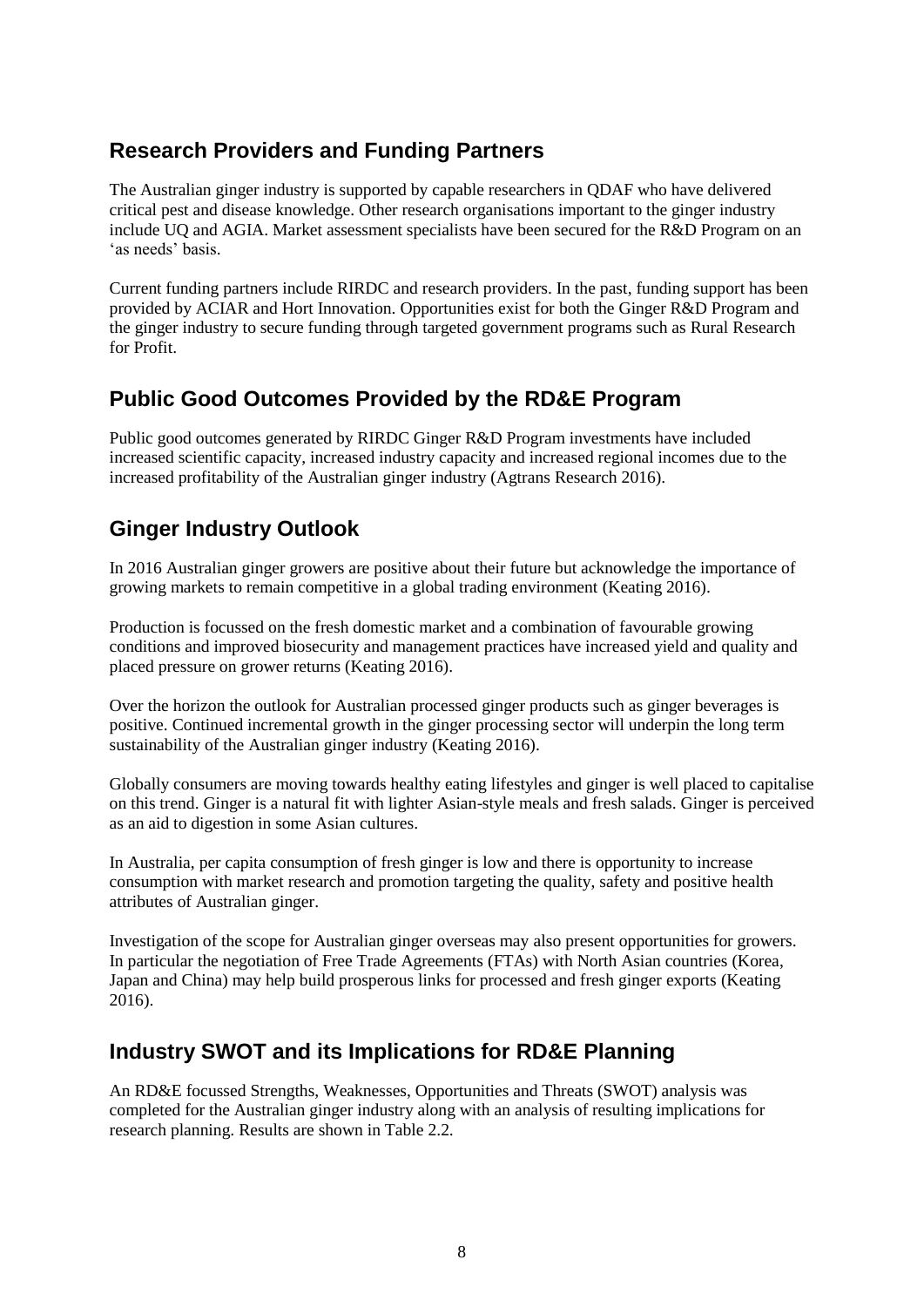## Research Providers and Funding Partners

The Australian ginger industry is supported by capable researchers in QDAF who have delivered critical pest and disease knowledge. Other research organisations important to the ginger industry include UQ and AGIA. Market assessment specialists have been secured for the R&D Program on an 'as needs' basis.

Current funding partners include RIRDC and research providers. In the past, funding support has been provided by ACIAR and Hort Innovation. Opportunities exist for both the Ginger R&D Program and the ginger industry to secure funding through targeted government programs such as Rural Research for Profit.

## Public Good Outcomes Provided by the RD&E Program

Public good outcomes generated by RIRDC Ginger R&D Program investments have included increased scientific capacity, increased industry capacity and increased regional incomes due to the increased profitability of the Australian ginger industry (Agtrans Research 2016).

## Ginger Industry Outlook

In 2016 Australian ginger growers are positive about their future but acknowledge the importance of growing markets to remain competitive in a global trading environment (Keating 2016).

Production is focussed on the fresh domestic market and a combination of favourable growing conditions and improved biosecurity and management practices have increased yield and quality and placed pressure on grower returns (Keating 2016).

Over the horizon the outlook for Australian processed ginger products such as ginger beverages is positive. Continued incremental growth in the ginger processing sector will underpin the long term sustainability of the Australian ginger industry (Keating 2016).

Globally consumers are moving towards healthy eating lifestyles and ginger is well placed to capitalise on this trend. Ginger is a natural fit with lighter Asian-style meals and fresh salads. Ginger is perceived as an aid to digestion in some Asian cultures.

In Australia, per capita consumption of fresh ginger is low and there is opportunity to increase consumption with market research and promotion targeting the quality, safety and positive health attributes of Australian ginger.

Investigation of the scope for Australian ginger overseas may also present opportunities for growers. In particular the negotiation of Free Trade Agreements (FTAs) with North Asian countries (Korea, Japan and China) may help build prosperous links for processed and fresh ginger exports (Keating 2016).

## Industry SWOT and its Implications for RD&E Planning

An RD&E focussed Strengths, Weaknesses, Opportunities and Threats (SWOT) analysis was completed for the Australian ginger industry along with an analysis of resulting implications for research planning. Results are shown in Table 2.2.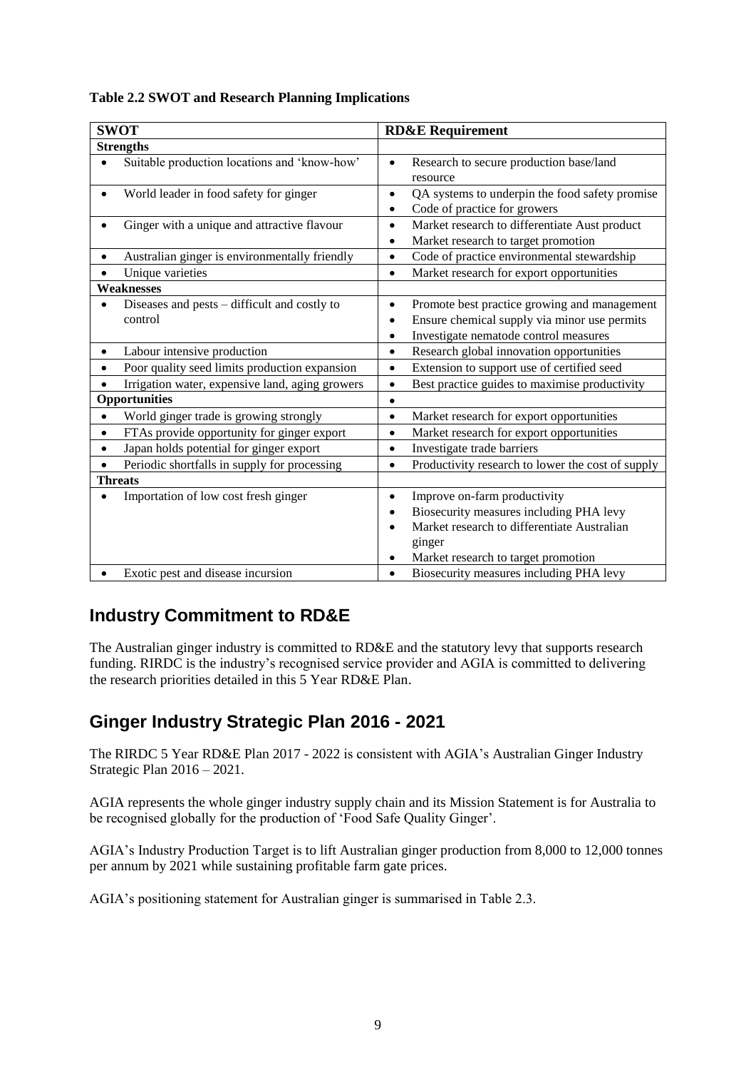**Table 2.2 SWOT and Research Planning Implications**

| SWOT | RD&E Requirement |
|---|---|
| **Strengths** | |
| • Suitable production locations and 'know-how' | • Research to secure production base/land resource |
| • World leader in food safety for ginger | • QA systems to underpin the food safety promise<br>• Code of practice for growers |
| • Ginger with a unique and attractive flavour | • Market research to differentiate Aust product<br>• Market research to target promotion |
| • Australian ginger is environmentally friendly | • Code of practice environmental stewardship |
| • Unique varieties | • Market research for export opportunities |
| **Weaknesses** | |
| • Diseases and pests – difficult and costly to control | • Promote best practice growing and management<br>• Ensure chemical supply via minor use permits<br>• Investigate nematode control measures |
| • Labour intensive production | • Research global innovation opportunities |
| • Poor quality seed limits production expansion | • Extension to support use of certified seed |
| • Irrigation water, expensive land, aging growers | • Best practice guides to maximise productivity |
| **Opportunities** | • |
| • World ginger trade is growing strongly | • Market research for export opportunities |
| • FTAs provide opportunity for ginger export | • Market research for export opportunities |
| • Japan holds potential for ginger export | • Investigate trade barriers |
| • Periodic shortfalls in supply for processing | • Productivity research to lower the cost of supply |
| **Threats** | |
| • Importation of low cost fresh ginger | • Improve on-farm productivity<br>• Biosecurity measures including PHA levy<br>• Market research to differentiate Australian ginger<br>• Market research to target promotion |
| • Exotic pest and disease incursion | • Biosecurity measures including PHA levy |

## Industry Commitment to RD&E

The Australian ginger industry is committed to RD&E and the statutory levy that supports research funding. RIRDC is the industry's recognised service provider and AGIA is committed to delivering the research priorities detailed in this 5 Year RD&E Plan.

## Ginger Industry Strategic Plan 2016 - 2021

The RIRDC 5 Year RD&E Plan 2017 - 2022 is consistent with AGIA's Australian Ginger Industry Strategic Plan 2016 – 2021.

AGIA represents the whole ginger industry supply chain and its Mission Statement is for Australia to be recognised globally for the production of 'Food Safe Quality Ginger'.

AGIA's Industry Production Target is to lift Australian ginger production from 8,000 to 12,000 tonnes per annum by 2021 while sustaining profitable farm gate prices.

AGIA's positioning statement for Australian ginger is summarised in Table 2.3.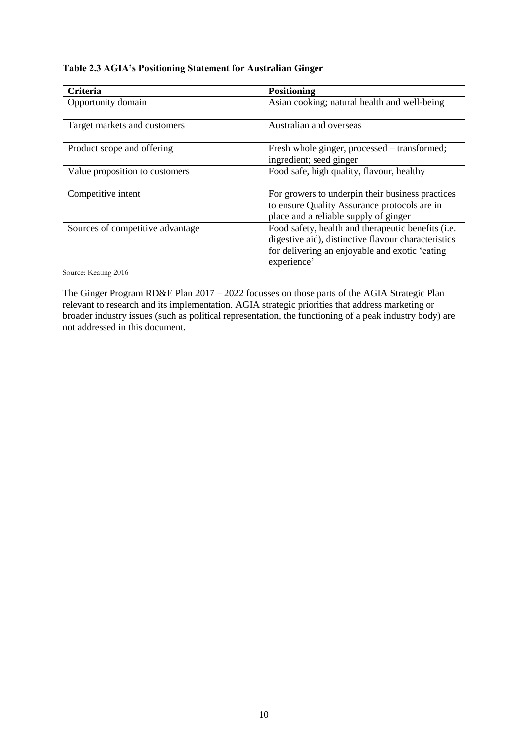**Table 2.3 AGIA's Positioning Statement for Australian Ginger**

| Criteria | Positioning |
|---|---|
| Opportunity domain | Asian cooking; natural health and well-being |
| Target markets and customers | Australian and overseas |
| Product scope and offering | Fresh whole ginger, processed – transformed; ingredient; seed ginger |
| Value proposition to customers | Food safe, high quality, flavour, healthy |
| Competitive intent | For growers to underpin their business practices to ensure Quality Assurance protocols are in place and a reliable supply of ginger |
| Sources of competitive advantage | Food safety, health and therapeutic benefits (i.e. digestive aid), distinctive flavour characteristics for delivering an enjoyable and exotic 'eating experience' |

Source: Keating 2016

The Ginger Program RD&E Plan 2017 – 2022 focusses on those parts of the AGIA Strategic Plan relevant to research and its implementation. AGIA strategic priorities that address marketing or broader industry issues (such as political representation, the functioning of a peak industry body) are not addressed in this document.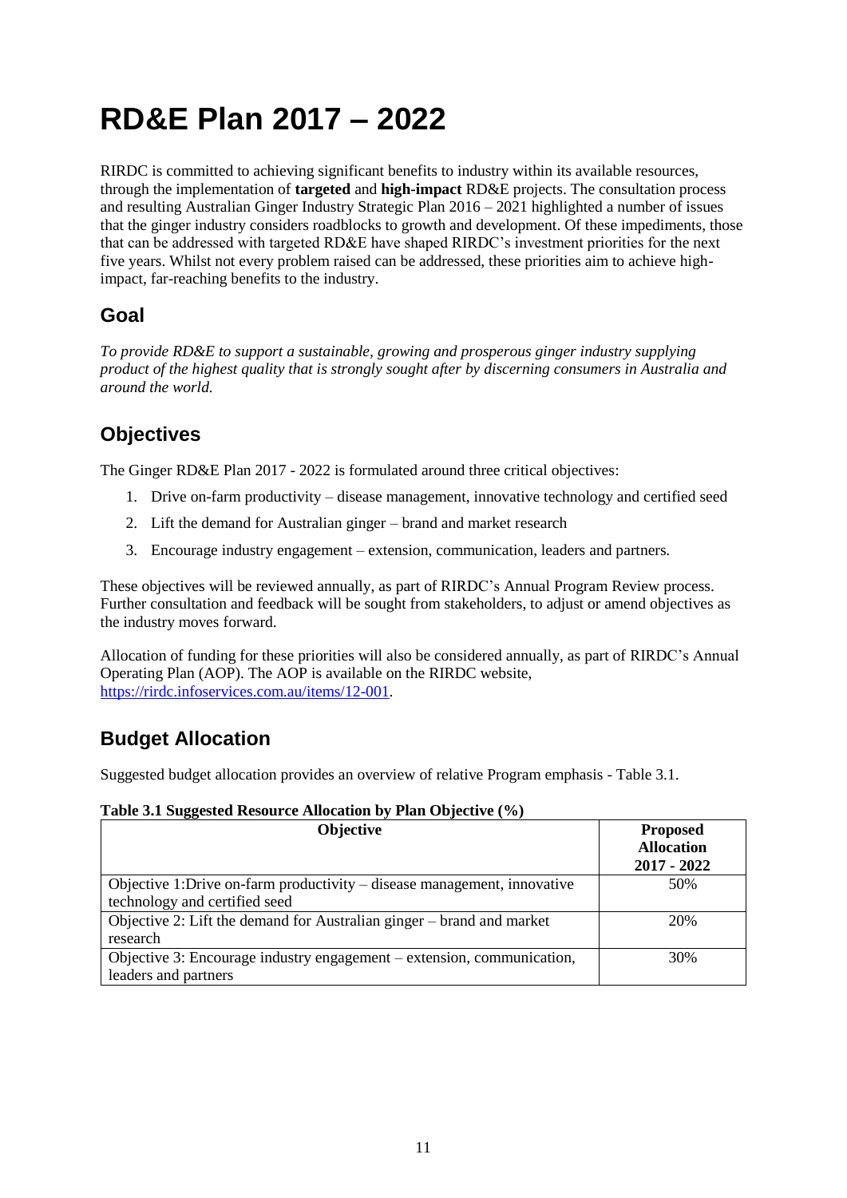# RD&E Plan 2017 – 2022

RIRDC is committed to achieving significant benefits to industry within its available resources, through the implementation of **targeted** and **high-impact** RD&E projects. The consultation process and resulting Australian Ginger Industry Strategic Plan 2016 – 2021 highlighted a number of issues that the ginger industry considers roadblocks to growth and development. Of these impediments, those that can be addressed with targeted RD&E have shaped RIRDC's investment priorities for the next five years. Whilst not every problem raised can be addressed, these priorities aim to achieve high-impact, far-reaching benefits to the industry.

## Goal

*To provide RD&E to support a sustainable, growing and prosperous ginger industry supplying product of the highest quality that is strongly sought after by discerning consumers in Australia and around the world.*

## Objectives

The Ginger RD&E Plan 2017 - 2022 is formulated around three critical objectives:

1. Drive on-farm productivity – disease management, innovative technology and certified seed
2. Lift the demand for Australian ginger – brand and market research
3. Encourage industry engagement – extension, communication, leaders and partners.

These objectives will be reviewed annually, as part of RIRDC's Annual Program Review process. Further consultation and feedback will be sought from stakeholders, to adjust or amend objectives as the industry moves forward.

Allocation of funding for these priorities will also be considered annually, as part of RIRDC's Annual Operating Plan (AOP). The AOP is available on the RIRDC website, https://rirdc.infoservices.com.au/items/12-001.

## Budget Allocation

Suggested budget allocation provides an overview of relative Program emphasis - Table 3.1.

**Table 3.1 Suggested Resource Allocation by Plan Objective (%)**

| Objective | Proposed Allocation 2017 - 2022 |
|---|---|
| Objective 1:Drive on-farm productivity – disease management, innovative technology and certified seed | 50% |
| Objective 2: Lift the demand for Australian ginger – brand and market research | 20% |
| Objective 3: Encourage industry engagement – extension, communication, leaders and partners | 30% |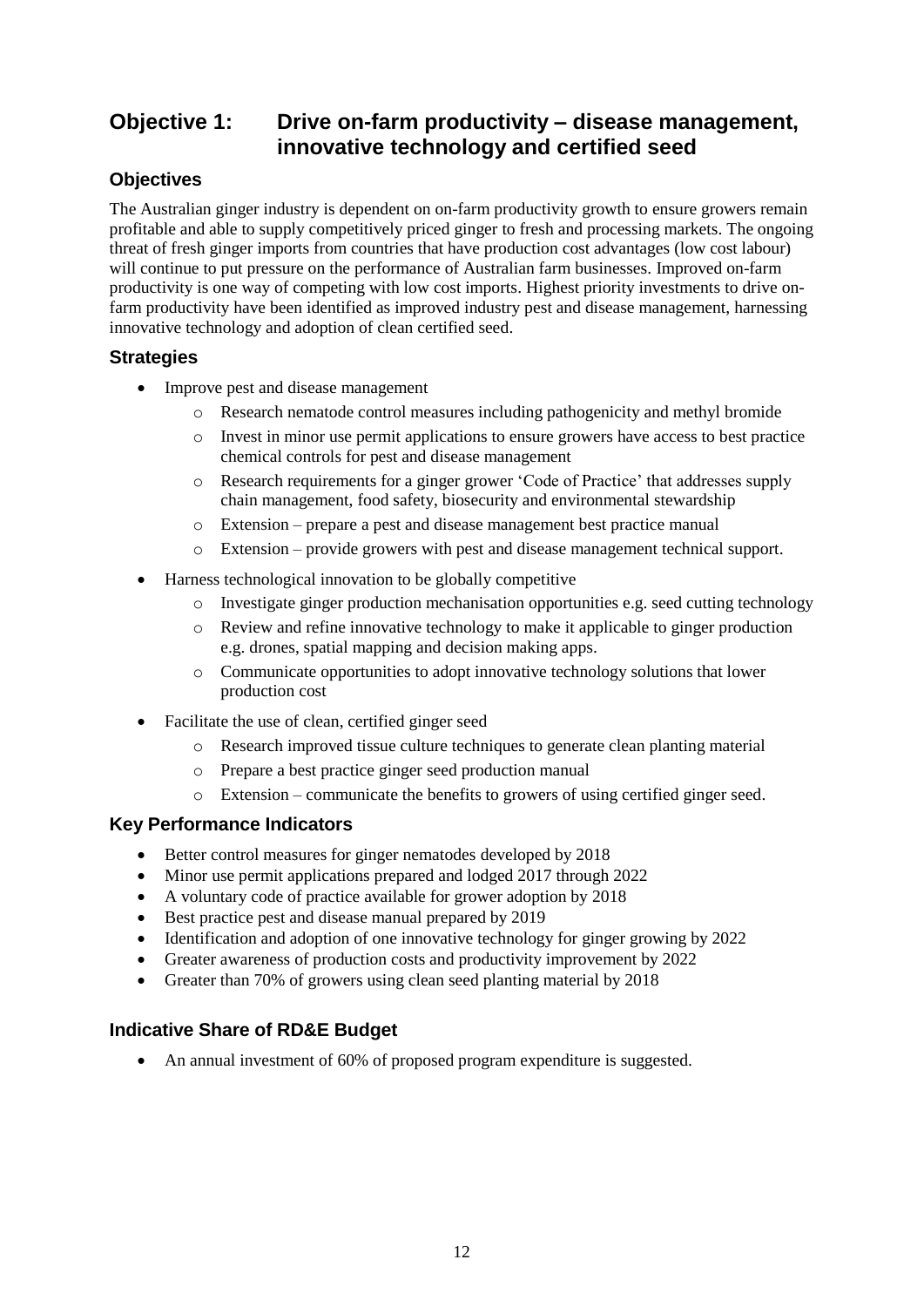## Objective 1: Drive on-farm productivity – disease management, innovative technology and certified seed

### Objectives

The Australian ginger industry is dependent on on-farm productivity growth to ensure growers remain profitable and able to supply competitively priced ginger to fresh and processing markets. The ongoing threat of fresh ginger imports from countries that have production cost advantages (low cost labour) will continue to put pressure on the performance of Australian farm businesses. Improved on-farm productivity is one way of competing with low cost imports. Highest priority investments to drive on-farm productivity have been identified as improved industry pest and disease management, harnessing innovative technology and adoption of clean certified seed.

### Strategies

- Improve pest and disease management
  - Research nematode control measures including pathogenicity and methyl bromide
  - Invest in minor use permit applications to ensure growers have access to best practice chemical controls for pest and disease management
  - Research requirements for a ginger grower 'Code of Practice' that addresses supply chain management, food safety, biosecurity and environmental stewardship
  - Extension – prepare a pest and disease management best practice manual
  - Extension – provide growers with pest and disease management technical support.
- Harness technological innovation to be globally competitive
  - Investigate ginger production mechanisation opportunities e.g. seed cutting technology
  - Review and refine innovative technology to make it applicable to ginger production e.g. drones, spatial mapping and decision making apps.
  - Communicate opportunities to adopt innovative technology solutions that lower production cost
- Facilitate the use of clean, certified ginger seed
  - Research improved tissue culture techniques to generate clean planting material
  - Prepare a best practice ginger seed production manual
  - Extension – communicate the benefits to growers of using certified ginger seed.

### Key Performance Indicators

- Better control measures for ginger nematodes developed by 2018
- Minor use permit applications prepared and lodged 2017 through 2022
- A voluntary code of practice available for grower adoption by 2018
- Best practice pest and disease manual prepared by 2019
- Identification and adoption of one innovative technology for ginger growing by 2022
- Greater awareness of production costs and productivity improvement by 2022
- Greater than 70% of growers using clean seed planting material by 2018

### Indicative Share of RD&E Budget

- An annual investment of 60% of proposed program expenditure is suggested.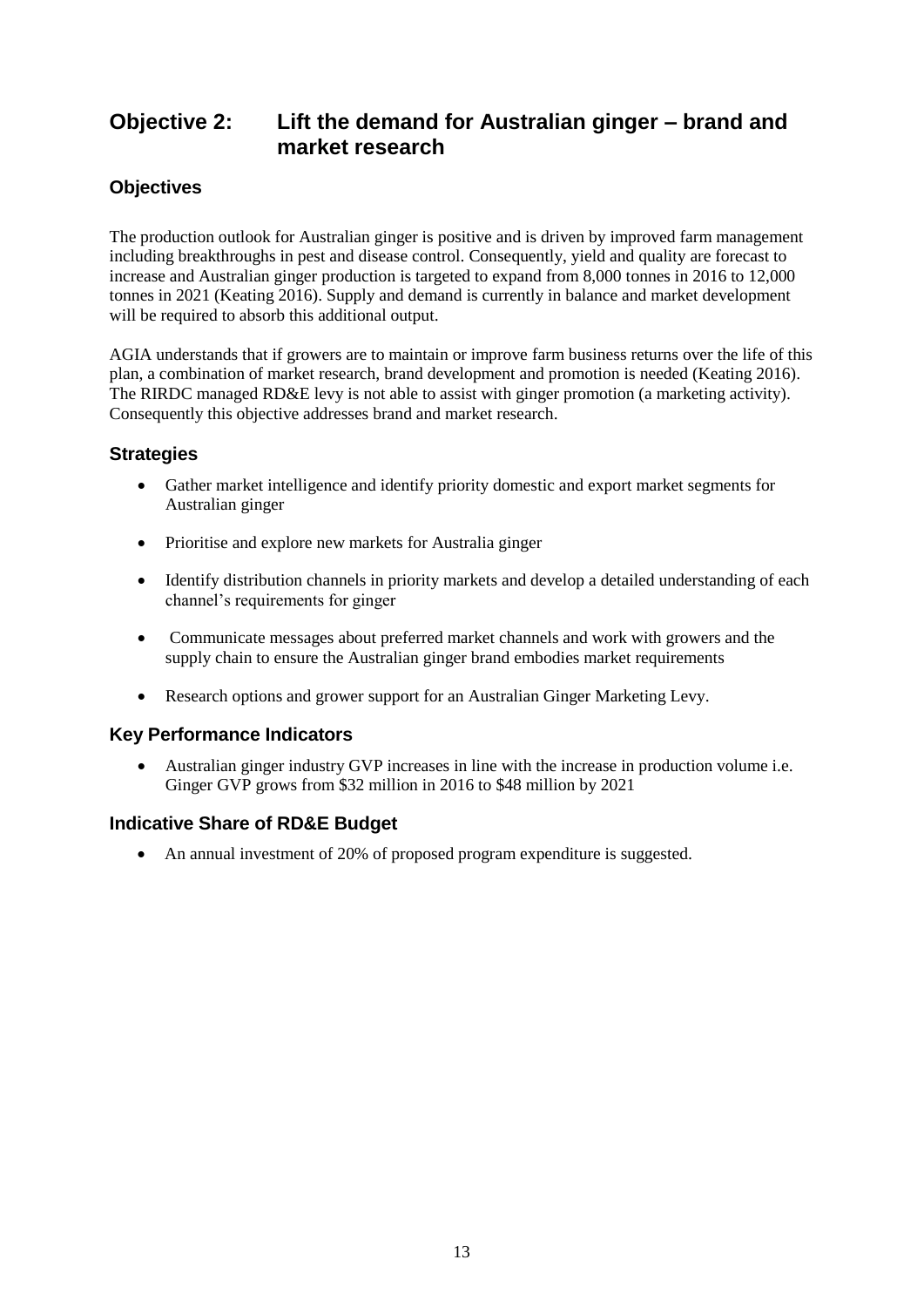## Objective 2: Lift the demand for Australian ginger – brand and market research

### Objectives

The production outlook for Australian ginger is positive and is driven by improved farm management including breakthroughs in pest and disease control. Consequently, yield and quality are forecast to increase and Australian ginger production is targeted to expand from 8,000 tonnes in 2016 to 12,000 tonnes in 2021 (Keating 2016). Supply and demand is currently in balance and market development will be required to absorb this additional output.

AGIA understands that if growers are to maintain or improve farm business returns over the life of this plan, a combination of market research, brand development and promotion is needed (Keating 2016). The RIRDC managed RD&E levy is not able to assist with ginger promotion (a marketing activity). Consequently this objective addresses brand and market research.

### Strategies

- Gather market intelligence and identify priority domestic and export market segments for Australian ginger
- Prioritise and explore new markets for Australia ginger
- Identify distribution channels in priority markets and develop a detailed understanding of each channel's requirements for ginger
- Communicate messages about preferred market channels and work with growers and the supply chain to ensure the Australian ginger brand embodies market requirements
- Research options and grower support for an Australian Ginger Marketing Levy.

### Key Performance Indicators

- Australian ginger industry GVP increases in line with the increase in production volume i.e. Ginger GVP grows from $32 million in 2016 to $48 million by 2021

### Indicative Share of RD&E Budget

- An annual investment of 20% of proposed program expenditure is suggested.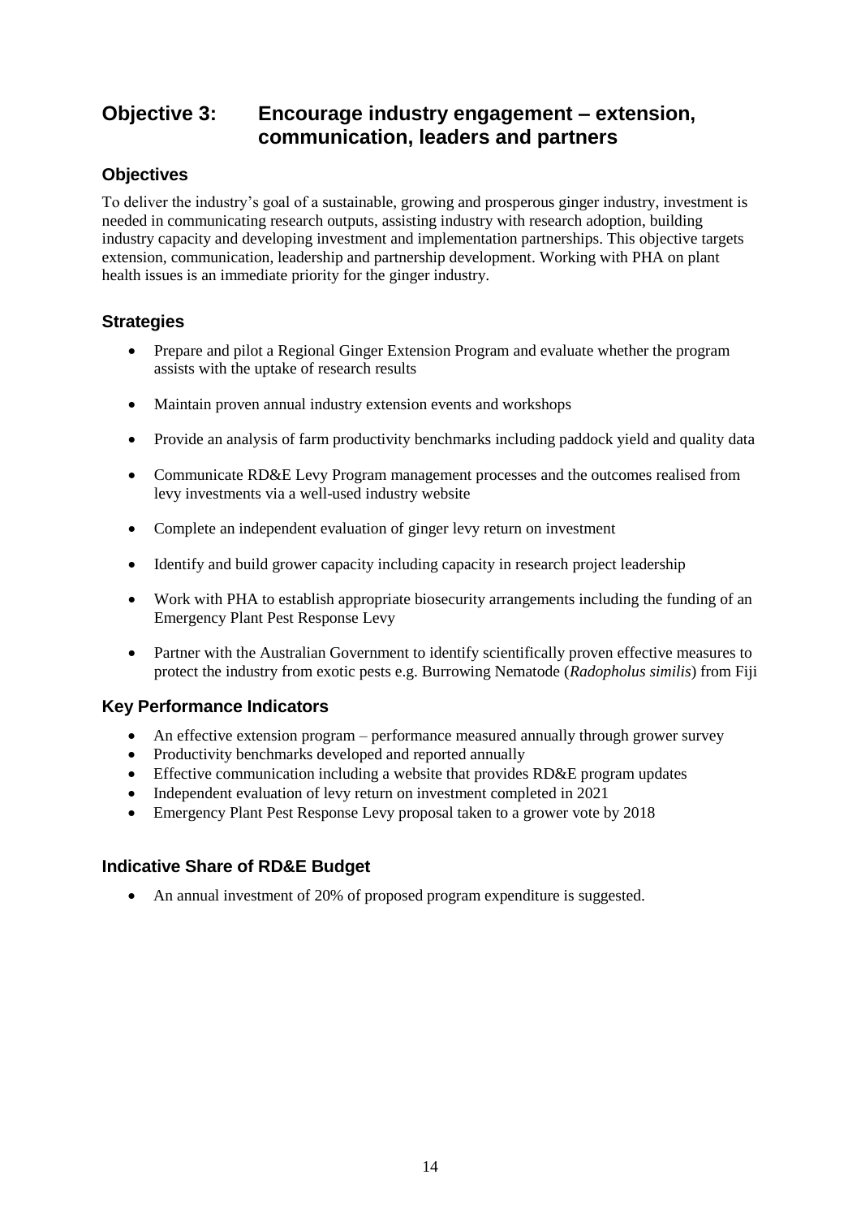## Objective 3: Encourage industry engagement – extension, communication, leaders and partners

### Objectives

To deliver the industry's goal of a sustainable, growing and prosperous ginger industry, investment is needed in communicating research outputs, assisting industry with research adoption, building industry capacity and developing investment and implementation partnerships. This objective targets extension, communication, leadership and partnership development. Working with PHA on plant health issues is an immediate priority for the ginger industry.

### Strategies

- Prepare and pilot a Regional Ginger Extension Program and evaluate whether the program assists with the uptake of research results
- Maintain proven annual industry extension events and workshops
- Provide an analysis of farm productivity benchmarks including paddock yield and quality data
- Communicate RD&E Levy Program management processes and the outcomes realised from levy investments via a well-used industry website
- Complete an independent evaluation of ginger levy return on investment
- Identify and build grower capacity including capacity in research project leadership
- Work with PHA to establish appropriate biosecurity arrangements including the funding of an Emergency Plant Pest Response Levy
- Partner with the Australian Government to identify scientifically proven effective measures to protect the industry from exotic pests e.g. Burrowing Nematode (*Radopholus similis*) from Fiji

### Key Performance Indicators

- An effective extension program – performance measured annually through grower survey
- Productivity benchmarks developed and reported annually
- Effective communication including a website that provides RD&E program updates
- Independent evaluation of levy return on investment completed in 2021
- Emergency Plant Pest Response Levy proposal taken to a grower vote by 2018

### Indicative Share of RD&E Budget

- An annual investment of 20% of proposed program expenditure is suggested.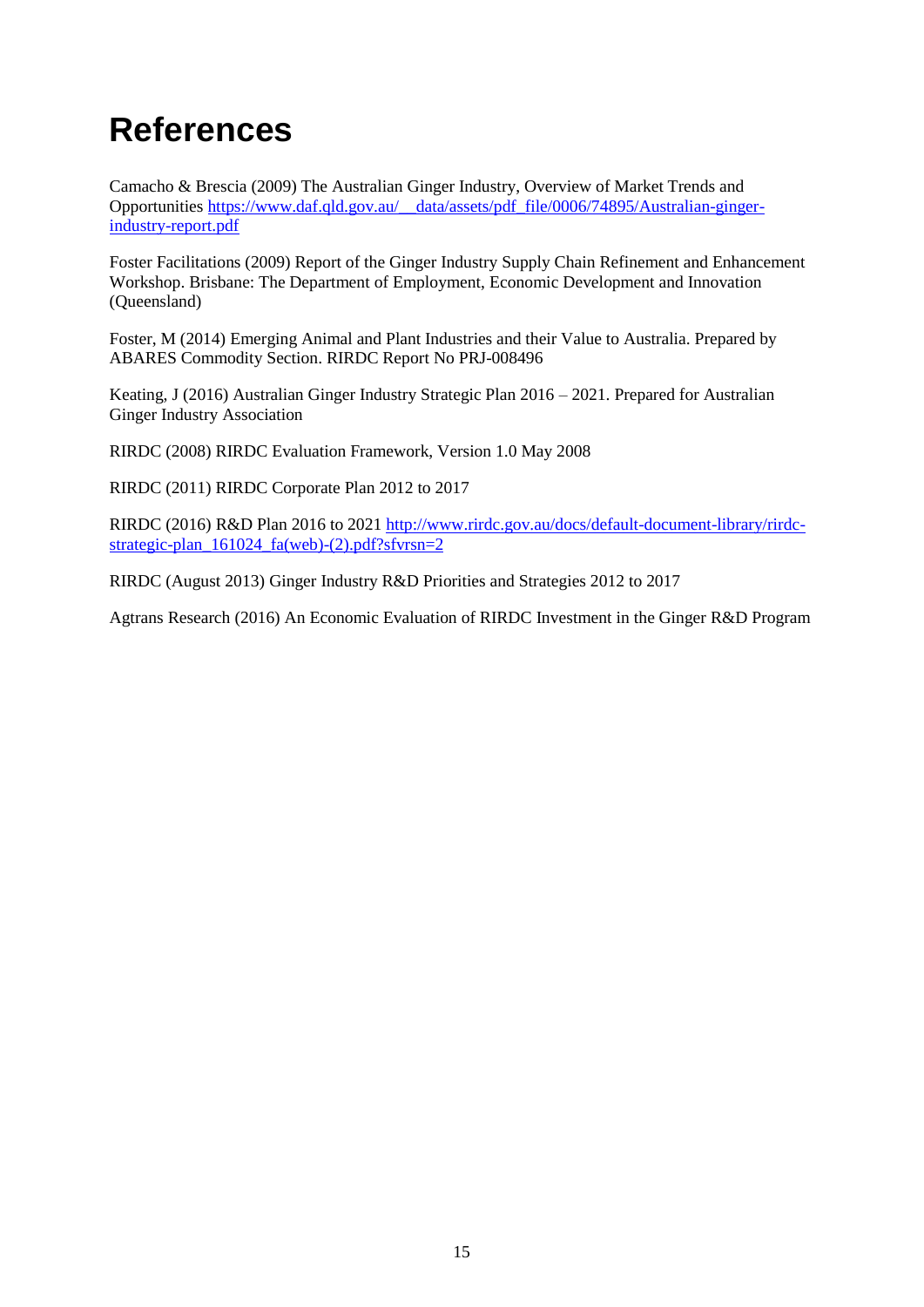# References

Camacho & Brescia (2009) The Australian Ginger Industry, Overview of Market Trends and Opportunities https://www.daf.qld.gov.au/__data/assets/pdf_file/0006/74895/Australian-ginger-industry-report.pdf

Foster Facilitations (2009) Report of the Ginger Industry Supply Chain Refinement and Enhancement Workshop. Brisbane: The Department of Employment, Economic Development and Innovation (Queensland)

Foster, M (2014) Emerging Animal and Plant Industries and their Value to Australia. Prepared by ABARES Commodity Section. RIRDC Report No PRJ-008496

Keating, J (2016) Australian Ginger Industry Strategic Plan 2016 – 2021. Prepared for Australian Ginger Industry Association

RIRDC (2008) RIRDC Evaluation Framework, Version 1.0 May 2008

RIRDC (2011) RIRDC Corporate Plan 2012 to 2017

RIRDC (2016) R&D Plan 2016 to 2021 http://www.rirdc.gov.au/docs/default-document-library/rirdc-strategic-plan_161024_fa(web)-(2).pdf?sfvrsn=2

RIRDC (August 2013) Ginger Industry R&D Priorities and Strategies 2012 to 2017

Agtrans Research (2016) An Economic Evaluation of RIRDC Investment in the Ginger R&D Program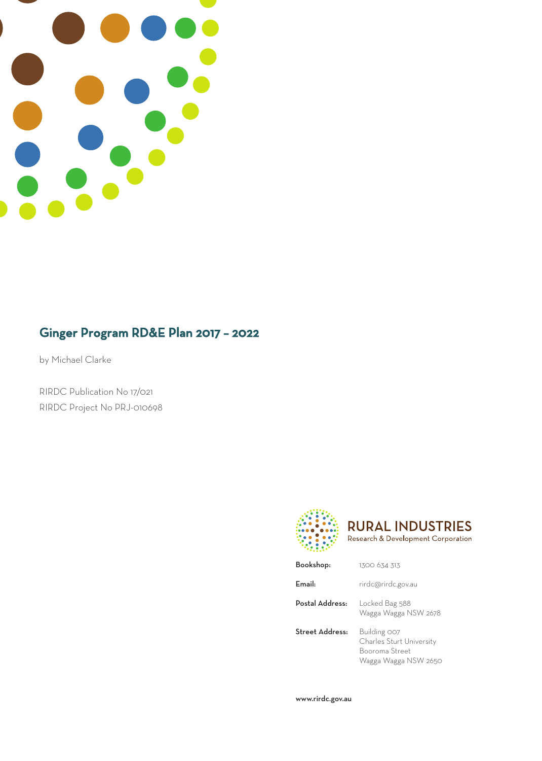# Ginger Program RD&E Plan 2017 – 2022

by Michael Clarke

RIRDC Publication No 17/021

RIRDC Project No PRJ-010698

RURAL INDUSTRIES
Research & Development Corporation

| | |
|---|---|
| **Bookshop:** | 1300 634 313 |
| **Email:** | rirdc@rirdc.gov.au |
| **Postal Address:** | Locked Bag 588<br>Wagga Wagga NSW 2678 |
| **Street Address:** | Building 007<br>Charles Sturt University<br>Booroma Street<br>Wagga Wagga NSW 2650 |

**www.rirdc.gov.au**